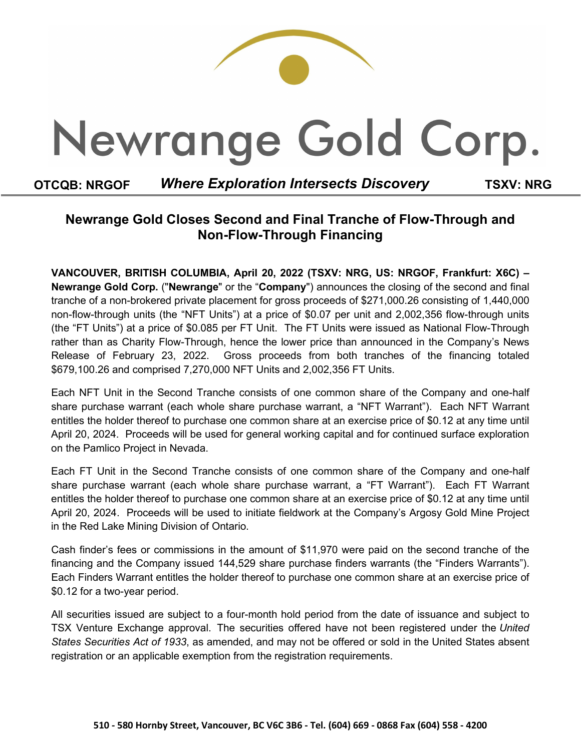# Newrange Gold Corp.

**OTCQB: NRGOF** ***Where Exploration Intersects Discovery*** **TSXV: NRG**

## Newrange Gold Closes Second and Final Tranche of Flow-Through and Non-Flow-Through Financing

**VANCOUVER, BRITISH COLUMBIA, April 20, 2022 (TSXV: NRG, US: NRGOF, Frankfurt: X6C) – Newrange Gold Corp.** ("**Newrange**" or the "**Company**") announces the closing of the second and final tranche of a non-brokered private placement for gross proceeds of $271,000.26 consisting of 1,440,000 non-flow-through units (the "NFT Units") at a price of $0.07 per unit and 2,002,356 flow-through units (the "FT Units") at a price of $0.085 per FT Unit. The FT Units were issued as National Flow-Through rather than as Charity Flow-Through, hence the lower price than announced in the Company's News Release of February 23, 2022. Gross proceeds from both tranches of the financing totaled $679,100.26 and comprised 7,270,000 NFT Units and 2,002,356 FT Units.

Each NFT Unit in the Second Tranche consists of one common share of the Company and one-half share purchase warrant (each whole share purchase warrant, a "NFT Warrant"). Each NFT Warrant entitles the holder thereof to purchase one common share at an exercise price of $0.12 at any time until April 20, 2024. Proceeds will be used for general working capital and for continued surface exploration on the Pamlico Project in Nevada.

Each FT Unit in the Second Tranche consists of one common share of the Company and one-half share purchase warrant (each whole share purchase warrant, a "FT Warrant"). Each FT Warrant entitles the holder thereof to purchase one common share at an exercise price of $0.12 at any time until April 20, 2024. Proceeds will be used to initiate fieldwork at the Company's Argosy Gold Mine Project in the Red Lake Mining Division of Ontario.

Cash finder's fees or commissions in the amount of $11,970 were paid on the second tranche of the financing and the Company issued 144,529 share purchase finders warrants (the "Finders Warrants"). Each Finders Warrant entitles the holder thereof to purchase one common share at an exercise price of $0.12 for a two-year period.

All securities issued are subject to a four-month hold period from the date of issuance and subject to TSX Venture Exchange approval. The securities offered have not been registered under the *United States Securities Act of 1933*, as amended, and may not be offered or sold in the United States absent registration or an applicable exemption from the registration requirements.

**510 - 580 Hornby Street, Vancouver, BC V6C 3B6 - Tel. (604) 669 - 0868 Fax (604) 558 - 4200**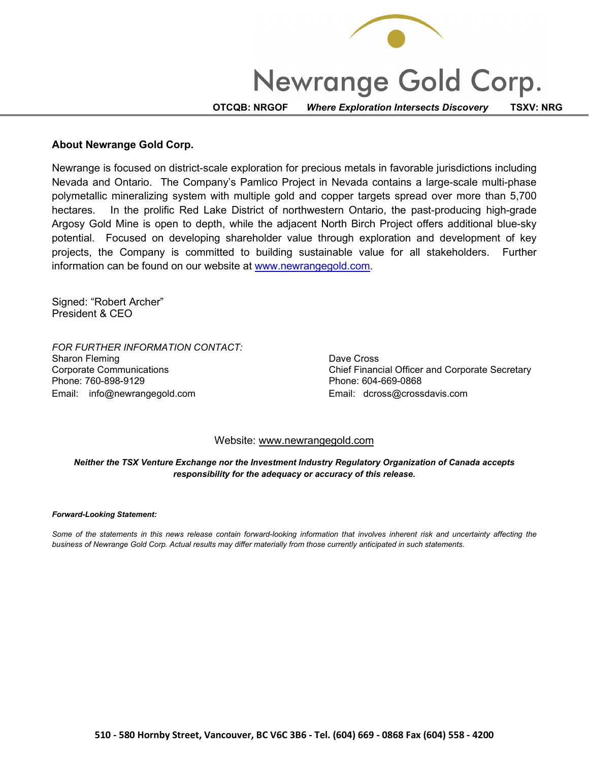**About Newrange Gold Corp.**

Newrange is focused on district-scale exploration for precious metals in favorable jurisdictions including Nevada and Ontario. The Company's Pamlico Project in Nevada contains a large-scale multi-phase polymetallic mineralizing system with multiple gold and copper targets spread over more than 5,700 hectares. In the prolific Red Lake District of northwestern Ontario, the past-producing high-grade Argosy Gold Mine is open to depth, while the adjacent North Birch Project offers additional blue-sky potential. Focused on developing shareholder value through exploration and development of key projects, the Company is committed to building sustainable value for all stakeholders. Further information can be found on our website at www.newrangegold.com.

Signed: "Robert Archer"
President & CEO

*FOR FURTHER INFORMATION CONTACT:*

Sharon Fleming
Corporate Communications
Phone: 760-898-9129
Email: info@newrangegold.com

Dave Cross
Chief Financial Officer and Corporate Secretary
Phone: 604-669-0868
Email: dcross@crossdavis.com

Website: www.newrangegold.com

***Neither the TSX Venture Exchange nor the Investment Industry Regulatory Organization of Canada accepts responsibility for the adequacy or accuracy of this release.***

***Forward-Looking Statement:***

*Some of the statements in this news release contain forward-looking information that involves inherent risk and uncertainty affecting the business of Newrange Gold Corp. Actual results may differ materially from those currently anticipated in such statements.*